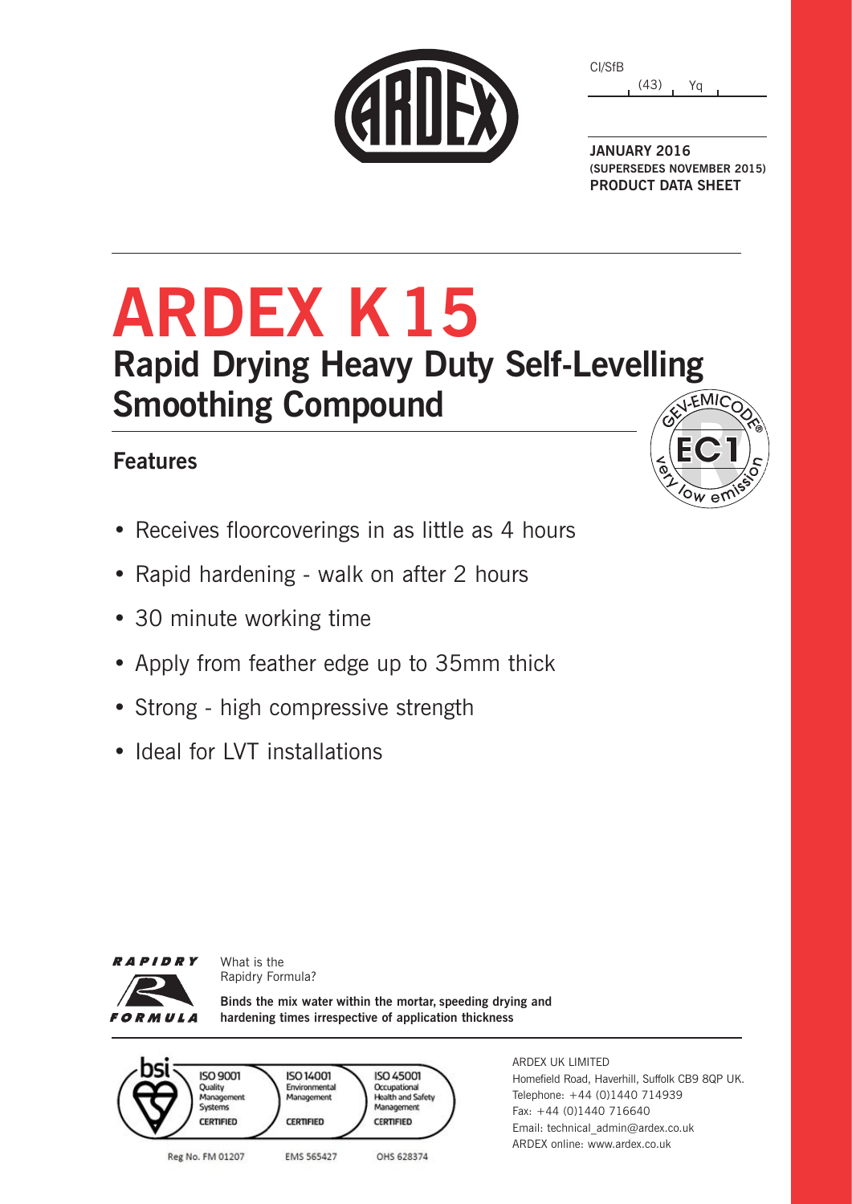CI/SfB

(43) Yq

**JANUARY 2016**
**(SUPERSEDES NOVEMBER 2015)**
**PRODUCT DATA SHEET**

# ARDEX K 15

## Rapid Drying Heavy Duty Self-Levelling Smoothing Compound

### Features

- Receives floorcoverings in as little as 4 hours
- Rapid hardening - walk on after 2 hours
- 30 minute working time
- Apply from feather edge up to 35mm thick
- Strong - high compressive strength
- Ideal for LVT installations

RAPIDRY FORMULA

What is the Rapidry Formula?

**Binds the mix water within the mortar, speeding drying and hardening times irrespective of application thickness**

ISO 9001 Quality Management Systems CERTIFIED — Reg No. FM 01207
ISO 14001 Environmental Management CERTIFIED — EMS 565427
ISO 45001 Occupational Health and Safety Management CERTIFIED — OHS 628374

ARDEX UK LIMITED
Homefield Road, Haverhill, Suffolk CB9 8QP UK.
Telephone: +44 (0)1440 714939
Fax: +44 (0)1440 716640
Email: technical_admin@ardex.co.uk
ARDEX online: www.ardex.co.uk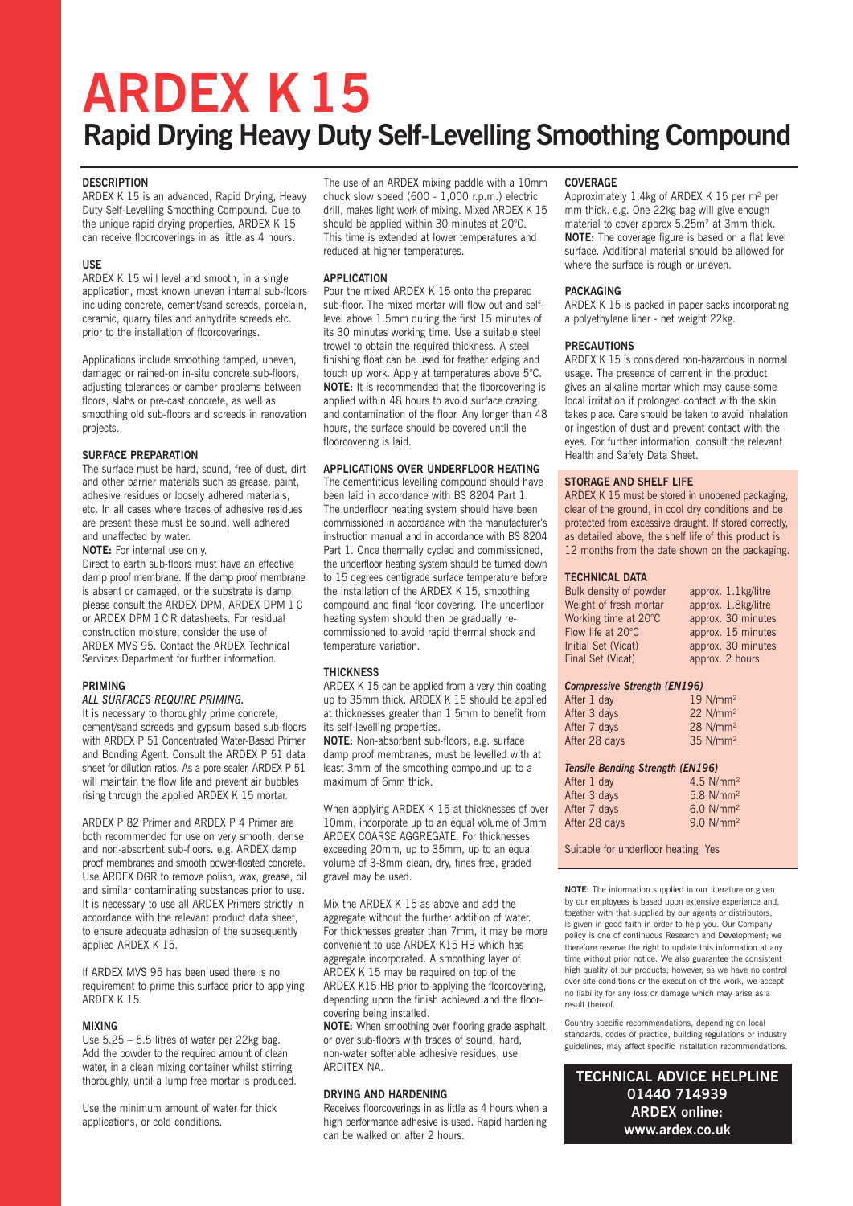# ARDEX K 15

## Rapid Drying Heavy Duty Self-Levelling Smoothing Compound

### DESCRIPTION

ARDEX K 15 is an advanced, Rapid Drying, Heavy Duty Self-Levelling Smoothing Compound. Due to the unique rapid drying properties, ARDEX K 15 can receive floorcoverings in as little as 4 hours.

### USE

ARDEX K 15 will level and smooth, in a single application, most known uneven internal sub-floors including concrete, cement/sand screeds, porcelain, ceramic, quarry tiles and anhydrite screeds etc. prior to the installation of floorcoverings.

Applications include smoothing tamped, uneven, damaged or rained-on in-situ concrete sub-floors, adjusting tolerances or camber problems between floors, slabs or pre-cast concrete, as well as smoothing old sub-floors and screeds in renovation projects.

### SURFACE PREPARATION

The surface must be hard, sound, free of dust, dirt and other barrier materials such as grease, paint, adhesive residues or loosely adhered materials, etc. In all cases where traces of adhesive residues are present these must be sound, well adhered and unaffected by water.

**NOTE:** For internal use only.

Direct to earth sub-floors must have an effective damp proof membrane. If the damp proof membrane is absent or damaged, or the substrate is damp, please consult the ARDEX DPM, ARDEX DPM 1 C or ARDEX DPM 1 C R datasheets. For residual construction moisture, consider the use of ARDEX MVS 95. Contact the ARDEX Technical Services Department for further information.

### PRIMING

*ALL SURFACES REQUIRE PRIMING.*

It is necessary to thoroughly prime concrete, cement/sand screeds and gypsum based sub-floors with ARDEX P 51 Concentrated Water-Based Primer and Bonding Agent. Consult the ARDEX P 51 data sheet for dilution ratios. As a pore sealer, ARDEX P 51 will maintain the flow life and prevent air bubbles rising through the applied ARDEX K 15 mortar.

ARDEX P 82 Primer and ARDEX P 4 Primer are both recommended for use on very smooth, dense and non-absorbent sub-floors. e.g. ARDEX damp proof membranes and smooth power-floated concrete. Use ARDEX DGR to remove polish, wax, grease, oil and similar contaminating substances prior to use. It is necessary to use all ARDEX Primers strictly in accordance with the relevant product data sheet, to ensure adequate adhesion of the subsequently applied ARDEX K 15.

If ARDEX MVS 95 has been used there is no requirement to prime this surface prior to applying ARDEX K 15.

### MIXING

Use 5.25 – 5.5 litres of water per 22kg bag. Add the powder to the required amount of clean water, in a clean mixing container whilst stirring thoroughly, until a lump free mortar is produced.

Use the minimum amount of water for thick applications, or cold conditions.

The use of an ARDEX mixing paddle with a 10mm chuck slow speed (600 - 1,000 r.p.m.) electric drill, makes light work of mixing. Mixed ARDEX K 15 should be applied within 30 minutes at 20°C. This time is extended at lower temperatures and reduced at higher temperatures.

### APPLICATION

Pour the mixed ARDEX K 15 onto the prepared sub-floor. The mixed mortar will flow out and self-level above 1.5mm during the first 15 minutes of its 30 minutes working time. Use a suitable steel trowel to obtain the required thickness. A steel finishing float can be used for feather edging and touch up work. Apply at temperatures above 5°C.

**NOTE:** It is recommended that the floorcovering is applied within 48 hours to avoid surface crazing and contamination of the floor. Any longer than 48 hours, the surface should be covered until the floorcovering is laid.

### APPLICATIONS OVER UNDERFLOOR HEATING

The cementitious levelling compound should have been laid in accordance with BS 8204 Part 1. The underfloor heating system should have been commissioned in accordance with the manufacturer's instruction manual and in accordance with BS 8204 Part 1. Once thermally cycled and commissioned, the underfloor heating system should be turned down to 15 degrees centigrade surface temperature before the installation of the ARDEX K 15, smoothing compound and final floor covering. The underfloor heating system should then be gradually re-commissioned to avoid rapid thermal shock and temperature variation.

### THICKNESS

ARDEX K 15 can be applied from a very thin coating up to 35mm thick. ARDEX K 15 should be applied at thicknesses greater than 1.5mm to benefit from its self-levelling properties.

**NOTE:** Non-absorbent sub-floors, e.g. surface damp proof membranes, must be levelled with at least 3mm of the smoothing compound up to a maximum of 6mm thick.

When applying ARDEX K 15 at thicknesses of over 10mm, incorporate up to an equal volume of 3mm ARDEX COARSE AGGREGATE. For thicknesses exceeding 20mm, up to 35mm, up to an equal volume of 3-8mm clean, dry, fines free, graded gravel may be used.

Mix the ARDEX K 15 as above and add the aggregate without the further addition of water. For thicknesses greater than 7mm, it may be more convenient to use ARDEX K15 HB which has aggregate incorporated. A smoothing layer of ARDEX K 15 may be required on top of the ARDEX K15 HB prior to applying the floorcovering, depending upon the finish achieved and the floor-covering being installed.

**NOTE:** When smoothing over flooring grade asphalt, or over sub-floors with traces of sound, hard, non-water softenable adhesive residues, use ARDITEX NA.

### DRYING AND HARDENING

Receives floorcoverings in as little as 4 hours when a high performance adhesive is used. Rapid hardening can be walked on after 2 hours.

### COVERAGE

Approximately 1.4kg of ARDEX K 15 per m² per mm thick. e.g. One 22kg bag will give enough material to cover approx 5.25m² at 3mm thick.

**NOTE:** The coverage figure is based on a flat level surface. Additional material should be allowed for where the surface is rough or uneven.

### PACKAGING

ARDEX K 15 is packed in paper sacks incorporating a polyethylene liner - net weight 22kg.

### PRECAUTIONS

ARDEX K 15 is considered non-hazardous in normal usage. The presence of cement in the product gives an alkaline mortar which may cause some local irritation if prolonged contact with the skin takes place. Care should be taken to avoid inhalation or ingestion of dust and prevent contact with the eyes. For further information, consult the relevant Health and Safety Data Sheet.

### STORAGE AND SHELF LIFE

ARDEX K 15 must be stored in unopened packaging, clear of the ground, in cool dry conditions and be protected from excessive draught. If stored correctly, as detailed above, the shelf life of this product is 12 months from the date shown on the packaging.

### TECHNICAL DATA

| | |
|---|---|
| Bulk density of powder | approx. 1.1kg/litre |
| Weight of fresh mortar | approx. 1.8kg/litre |
| Working time at 20°C | approx. 30 minutes |
| Flow life at 20°C | approx. 15 minutes |
| Initial Set (Vicat) | approx. 30 minutes |
| Final Set (Vicat) | approx. 2 hours |

***Compressive Strength (EN196)***

| | |
|---|---|
| After 1 day | 19 N/mm² |
| After 3 days | 22 N/mm² |
| After 7 days | 28 N/mm² |
| After 28 days | 35 N/mm² |

***Tensile Bending Strength (EN196)***

| | |
|---|---|
| After 1 day | 4.5 N/mm² |
| After 3 days | 5.8 N/mm² |
| After 7 days | 6.0 N/mm² |
| After 28 days | 9.0 N/mm² |

Suitable for underfloor heating Yes

**NOTE:** The information supplied in our literature or given by our employees is based upon extensive experience and, together with that supplied by our agents or distributors, is given in good faith in order to help you. Our Company policy is one of continuous Research and Development; we therefore reserve the right to update this information at any time without prior notice. We also guarantee the consistent high quality of our products; however, as we have no control over site conditions or the execution of the work, we accept no liability for any loss or damage which may arise as a result thereof.

Country specific recommendations, depending on local standards, codes of practice, building regulations or industry guidelines, may affect specific installation recommendations.

**TECHNICAL ADVICE HELPLINE**
**01440 714939**
**ARDEX online:**
**www.ardex.co.uk**